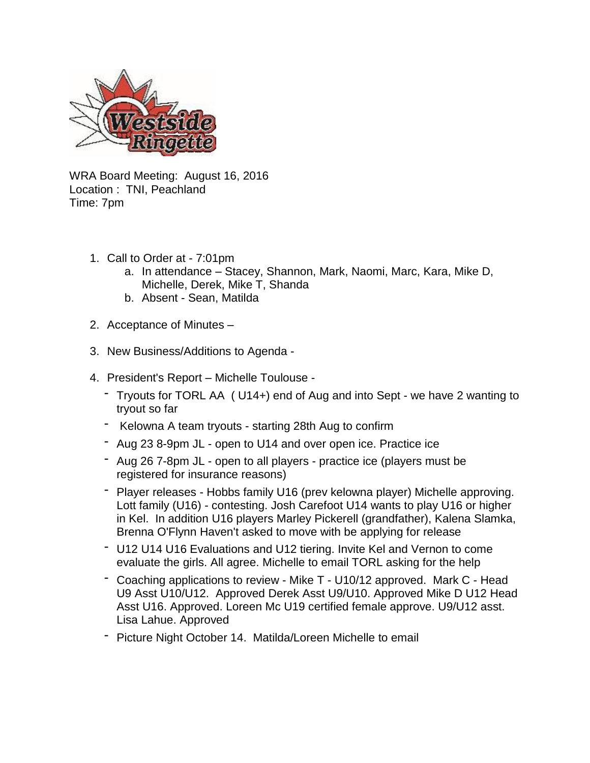WRA Board Meeting: August 16, 2016
Location : TNI, Peachland
Time: 7pm

1. Call to Order at - 7:01pm
   a. In attendance – Stacey, Shannon, Mark, Naomi, Marc, Kara, Mike D, Michelle, Derek, Mike T, Shanda
   b. Absent - Sean, Matilda

2. Acceptance of Minutes –

3. New Business/Additions to Agenda -

4. President's Report – Michelle Toulouse -
   - Tryouts for TORL AA ( U14+) end of Aug and into Sept - we have 2 wanting to tryout so far
   - Kelowna A team tryouts - starting 28th Aug to confirm
   - Aug 23 8-9pm JL - open to U14 and over open ice. Practice ice
   - Aug 26 7-8pm JL - open to all players - practice ice (players must be registered for insurance reasons)
   - Player releases - Hobbs family U16 (prev kelowna player) Michelle approving. Lott family (U16) - contesting. Josh Carefoot U14 wants to play U16 or higher in Kel. In addition U16 players Marley Pickerell (grandfather), Kalena Slamka, Brenna O'Flynn Haven't asked to move with be applying for release
   - U12 U14 U16 Evaluations and U12 tiering. Invite Kel and Vernon to come evaluate the girls. All agree. Michelle to email TORL asking for the help
   - Coaching applications to review - Mike T - U10/12 approved. Mark C - Head U9 Asst U10/U12. Approved Derek Asst U9/U10. Approved Mike D U12 Head Asst U16. Approved. Loreen Mc U19 certified female approve. U9/U12 asst. Lisa Lahue. Approved
   - Picture Night October 14. Matilda/Loreen Michelle to email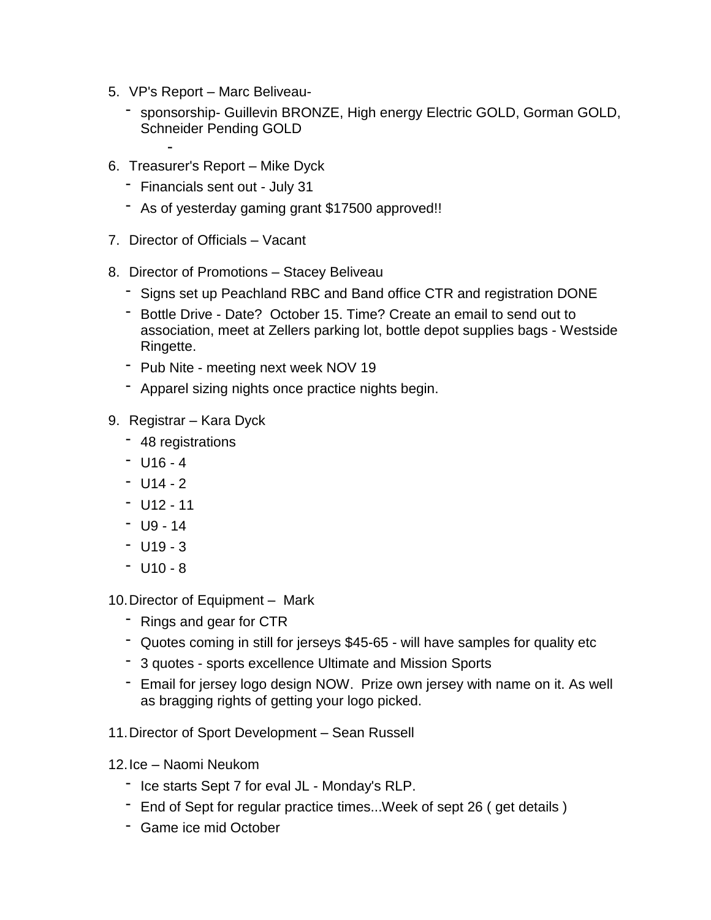5. VP's Report – Marc Beliveau-
   - sponsorship- Guillevin BRONZE, High energy Electric GOLD, Gorman GOLD, Schneider Pending GOLD
     -
6. Treasurer's Report – Mike Dyck
   - Financials sent out - July 31
   - As of yesterday gaming grant $17500 approved!!
7. Director of Officials – Vacant
8. Director of Promotions – Stacey Beliveau
   - Signs set up Peachland RBC and Band office CTR and registration DONE
   - Bottle Drive - Date? October 15. Time? Create an email to send out to association, meet at Zellers parking lot, bottle depot supplies bags - Westside Ringette.
   - Pub Nite - meeting next week NOV 19
   - Apparel sizing nights once practice nights begin.
9. Registrar – Kara Dyck
   - 48 registrations
   - U16 - 4
   - U14 - 2
   - U12 - 11
   - U9 - 14
   - U19 - 3
   - U10 - 8
10. Director of Equipment – Mark
    - Rings and gear for CTR
    - Quotes coming in still for jerseys $45-65 - will have samples for quality etc
    - 3 quotes - sports excellence Ultimate and Mission Sports
    - Email for jersey logo design NOW. Prize own jersey with name on it. As well as bragging rights of getting your logo picked.
11. Director of Sport Development – Sean Russell
12. Ice – Naomi Neukom
    - Ice starts Sept 7 for eval JL - Monday's RLP.
    - End of Sept for regular practice times...Week of sept 26 ( get details )
    - Game ice mid October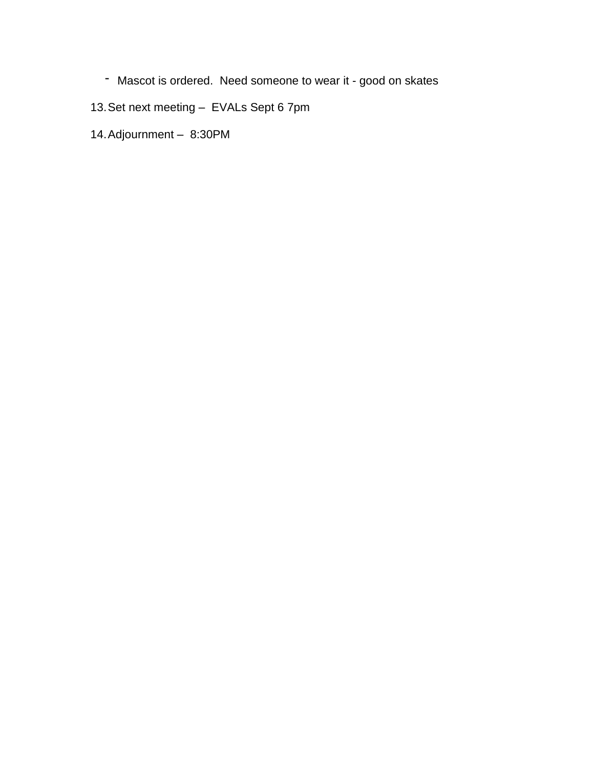- Mascot is ordered.  Need someone to wear it - good on skates

13. Set next meeting –  EVALs Sept 6 7pm

14. Adjournment –  8:30PM